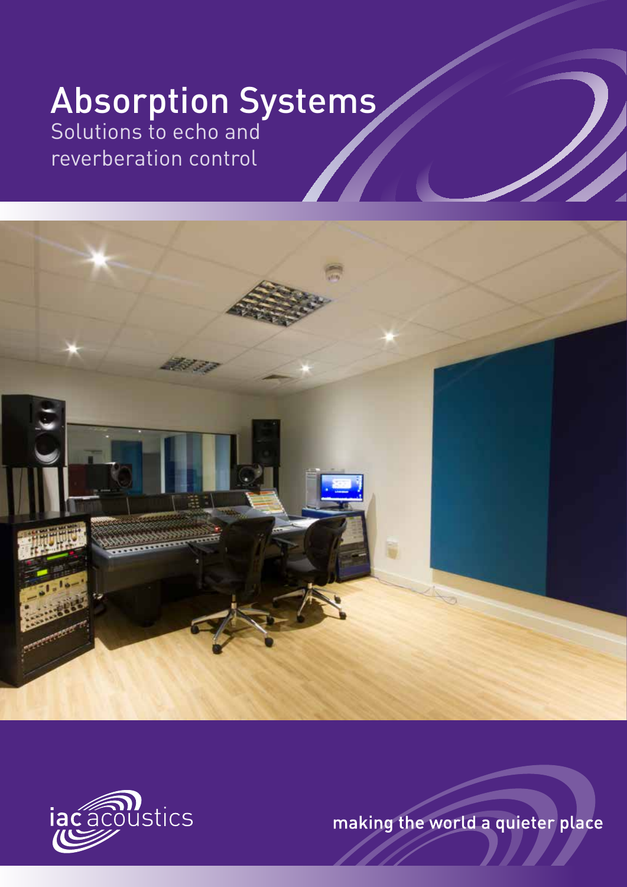# Absorption Systems

Solutions to echo and reverberation control

iac acoustics

making the world a quieter place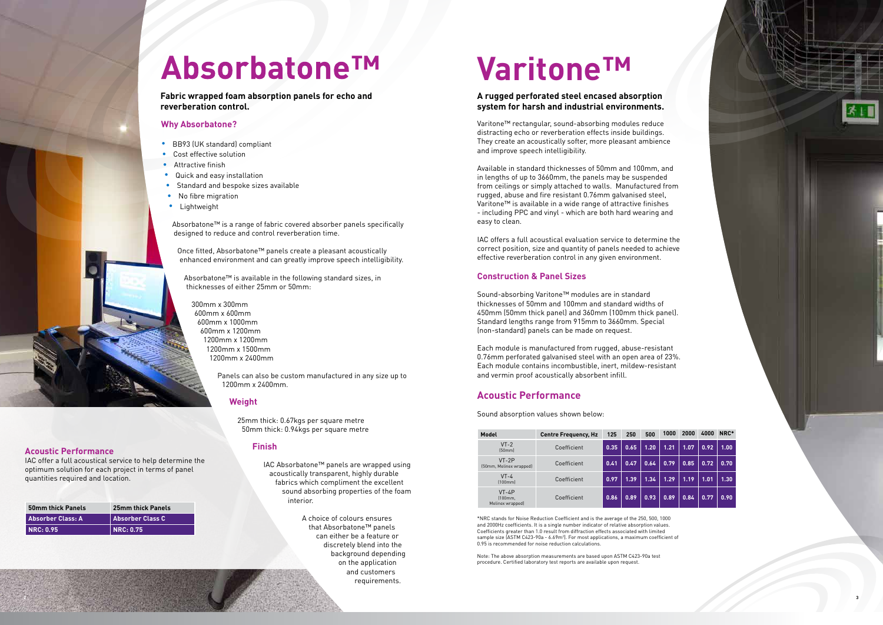# Absorbatone™

**Fabric wrapped foam absorption panels for echo and reverberation control.**

### Why Absorbatone?

- BB93 (UK standard) compliant
- Cost effective solution
- Attractive finish
- Quick and easy installation
- Standard and bespoke sizes available
- No fibre migration
- Lightweight

Absorbatone™ is a range of fabric covered absorber panels specifically designed to reduce and control reverberation time.

Once fitted, Absorbatone™ panels create a pleasant acoustically enhanced environment and can greatly improve speech intelligibility.

Absorbatone™ is available in the following standard sizes, in thicknesses of either 25mm or 50mm:

300mm x 300mm
600mm x 600mm
600mm x 1000mm
600mm x 1200mm
1200mm x 1200mm
1200mm x 1500mm
1200mm x 2400mm

Panels can also be custom manufactured in any size up to 1200mm x 2400mm.

### Weight

25mm thick: 0.67kgs per square metre
50mm thick: 0.94kgs per square metre

### Finish

IAC Absorbatone™ panels are wrapped using acoustically transparent, highly durable fabrics which compliment the excellent sound absorbing properties of the foam interior.

A choice of colours ensures that Absorbatone™ panels can either be a feature or discretely blend into the background depending on the application and customers requirements.

### Acoustic Performance

IAC offer a full acoustical service to help determine the optimum solution for each project in terms of panel quantities required and location.

| 50mm thick Panels | 25mm thick Panels |
|---|---|
| Absorber Class: A | Absorber Class C |
| NRC: 0.95 | NRC: 0.75 |

# Varitone™

**A rugged perforated steel encased absorption system for harsh and industrial environments.**

Varitone™ rectangular, sound-absorbing modules reduce distracting echo or reverberation effects inside buildings. They create an acoustically softer, more pleasant ambience and improve speech intelligibility.

Available in standard thicknesses of 50mm and 100mm, and in lengths of up to 3660mm, the panels may be suspended from ceilings or simply attached to walls. Manufactured from rugged, abuse and fire resistant 0.76mm galvanised steel, Varitone™ is available in a wide range of attractive finishes - including PPC and vinyl - which are both hard wearing and easy to clean.

IAC offers a full acoustical evaluation service to determine the correct position, size and quantity of panels needed to achieve effective reverberation control in any given environment.

### Construction & Panel Sizes

Sound-absorbing Varitone™ modules are in standard thicknesses of 50mm and 100mm and standard widths of 450mm (50mm thick panel) and 360mm (100mm thick panel). Standard lengths range from 915mm to 3660mm. Special (non-standard) panels can be made on request.

Each module is manufactured from rugged, abuse-resistant 0.76mm perforated galvanised steel with an open area of 23%. Each module contains incombustible, inert, mildew-resistant and vermin proof acoustically absorbent infill.

## Acoustic Performance

Sound absorption values shown below:

| Model | Centre Frequency, Hz | 125 | 250 | 500 | 1000 | 2000 | 4000 | NRC* |
|---|---|---|---|---|---|---|---|---|
| VT-2 (50mm) | Coefficient | 0.35 | 0.65 | 1.20 | 1.21 | 1.07 | 0.92 | 1.00 |
| VT-2P (50mm, Melinex wrapped) | Coefficient | 0.41 | 0.47 | 0.64 | 0.79 | 0.85 | 0.72 | 0.70 |
| VT-4 (100mm) | Coefficient | 0.97 | 1.39 | 1.34 | 1.29 | 1.19 | 1.01 | 1.30 |
| VT-4P (100mm, Melinex wrapped) | Coefficient | 0.86 | 0.89 | 0.93 | 0.89 | 0.84 | 0.77 | 0.90 |

*NRC stands for Noise Reduction Coefficient and is the average of the 250, 500, 1000 and 2000Hz coefficients. It is a single number indicator of relative absorption values. Coefficients greater than 1.0 result from diffraction effects associated with limited sample size (ASTM C423-90a - 6.69m²). For most applications, a maximum coefficient of 0.95 is recommended for noise reduction calculations.

Note: The above absorption measurements are based upon ASTM C423-90a test procedure. Certified laboratory test reports are available upon request.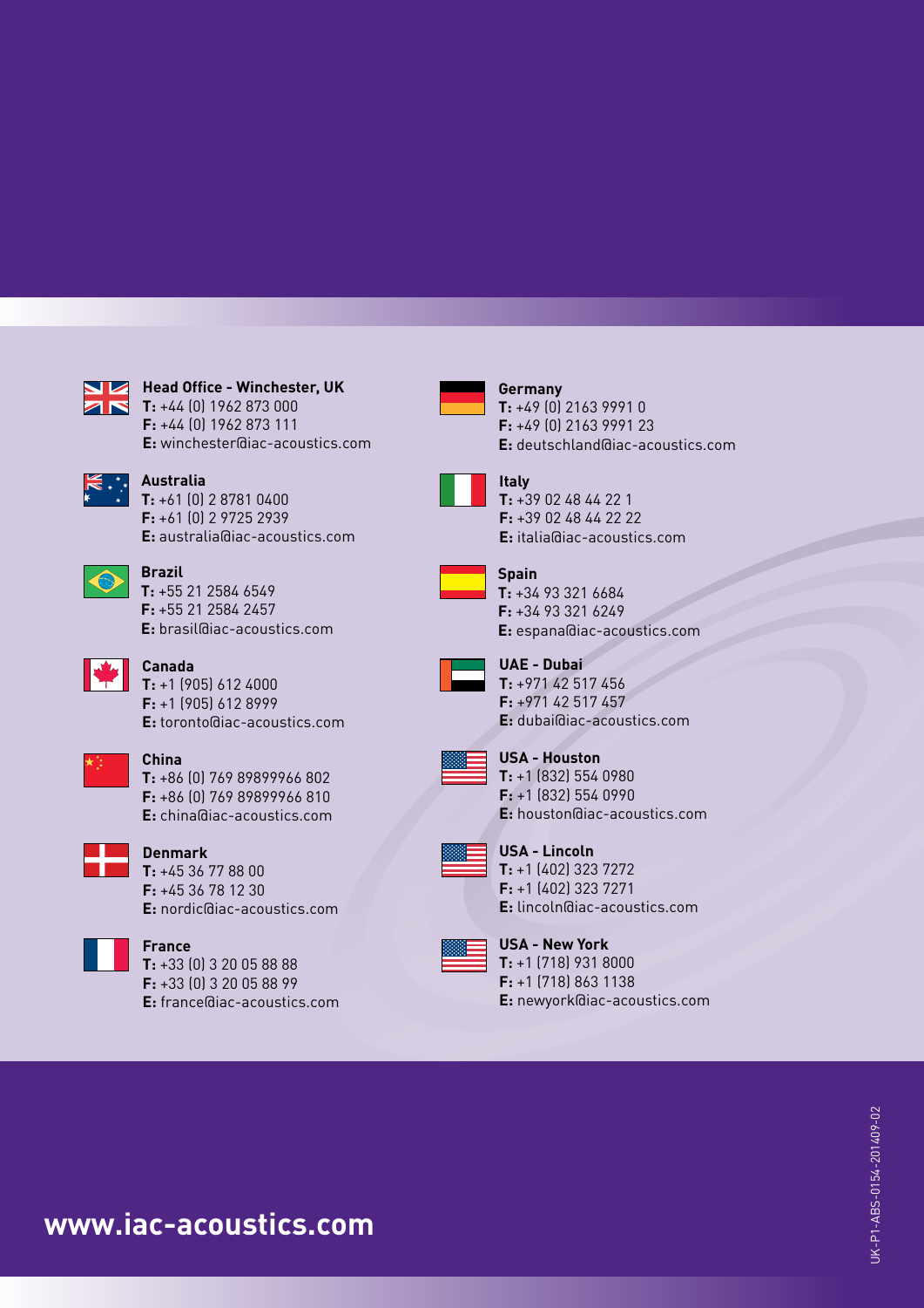**Head Office - Winchester, UK**
**T:** +44 (0) 1962 873 000
**F:** +44 (0) 1962 873 111
**E:** winchester@iac-acoustics.com

**Australia**
**T:** +61 (0) 2 8781 0400
**F:** +61 (0) 2 9725 2939
**E:** australia@iac-acoustics.com

**Brazil**
**T:** +55 21 2584 6549
**F:** +55 21 2584 2457
**E:** brasil@iac-acoustics.com

**Canada**
**T:** +1 (905) 612 4000
**F:** +1 (905) 612 8999
**E:** toronto@iac-acoustics.com

**China**
**T:** +86 (0) 769 89899966 802
**F:** +86 (0) 769 89899966 810
**E:** china@iac-acoustics.com

**Denmark**
**T:** +45 36 77 88 00
**F:** +45 36 78 12 30
**E:** nordic@iac-acoustics.com

**France**
**T:** +33 (0) 3 20 05 88 88
**F:** +33 (0) 3 20 05 88 99
**E:** france@iac-acoustics.com

**Germany**
**T:** +49 (0) 2163 9991 0
**F:** +49 (0) 2163 9991 23
**E:** deutschland@iac-acoustics.com

**Italy**
**T:** +39 02 48 44 22 1
**F:** +39 02 48 44 22 22
**E:** italia@iac-acoustics.com

**Spain**
**T:** +34 93 321 6684
**F:** +34 93 321 6249
**E:** espana@iac-acoustics.com

**UAE - Dubai**
**T:** +971 42 517 456
**F:** +971 42 517 457
**E:** dubai@iac-acoustics.com

**USA - Houston**
**T:** +1 (832) 554 0980
**F:** +1 (832) 554 0990
**E:** houston@iac-acoustics.com

**USA - Lincoln**
**T:** +1 (402) 323 7272
**F:** +1 (402) 323 7271
**E:** lincoln@iac-acoustics.com

**USA - New York**
**T:** +1 (718) 931 8000
**F:** +1 (718) 863 1138
**E:** newyork@iac-acoustics.com

**www.iac-acoustics.com**

UK-P1-ABS-0154-201409-02